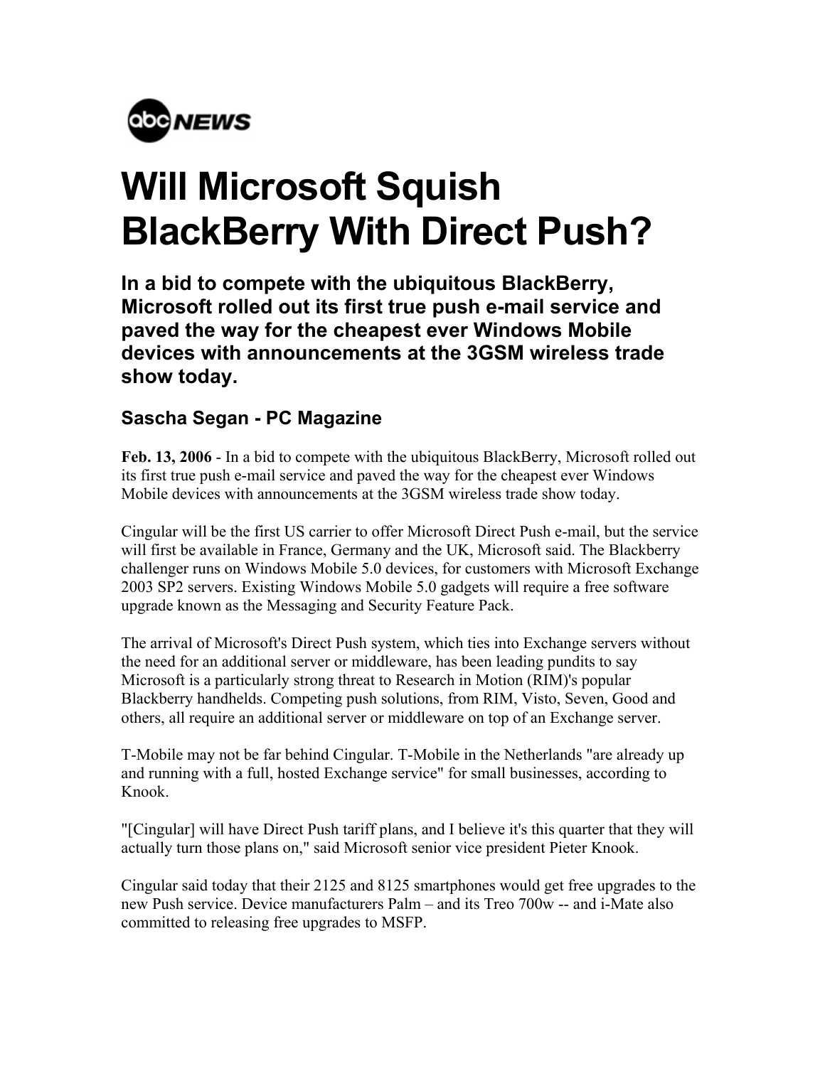abc NEWS

# Will Microsoft Squish BlackBerry With Direct Push?

## In a bid to compete with the ubiquitous BlackBerry, Microsoft rolled out its first true push e-mail service and paved the way for the cheapest ever Windows Mobile devices with announcements at the 3GSM wireless trade show today.

### Sascha Segan - PC Magazine

**Feb. 13, 2006** - In a bid to compete with the ubiquitous BlackBerry, Microsoft rolled out its first true push e-mail service and paved the way for the cheapest ever Windows Mobile devices with announcements at the 3GSM wireless trade show today.

Cingular will be the first US carrier to offer Microsoft Direct Push e-mail, but the service will first be available in France, Germany and the UK, Microsoft said. The Blackberry challenger runs on Windows Mobile 5.0 devices, for customers with Microsoft Exchange 2003 SP2 servers. Existing Windows Mobile 5.0 gadgets will require a free software upgrade known as the Messaging and Security Feature Pack.

The arrival of Microsoft's Direct Push system, which ties into Exchange servers without the need for an additional server or middleware, has been leading pundits to say Microsoft is a particularly strong threat to Research in Motion (RIM)'s popular Blackberry handhelds. Competing push solutions, from RIM, Visto, Seven, Good and others, all require an additional server or middleware on top of an Exchange server.

T-Mobile may not be far behind Cingular. T-Mobile in the Netherlands "are already up and running with a full, hosted Exchange service" for small businesses, according to Knook.

"[Cingular] will have Direct Push tariff plans, and I believe it's this quarter that they will actually turn those plans on," said Microsoft senior vice president Pieter Knook.

Cingular said today that their 2125 and 8125 smartphones would get free upgrades to the new Push service. Device manufacturers Palm – and its Treo 700w -- and i-Mate also committed to releasing free upgrades to MSFP.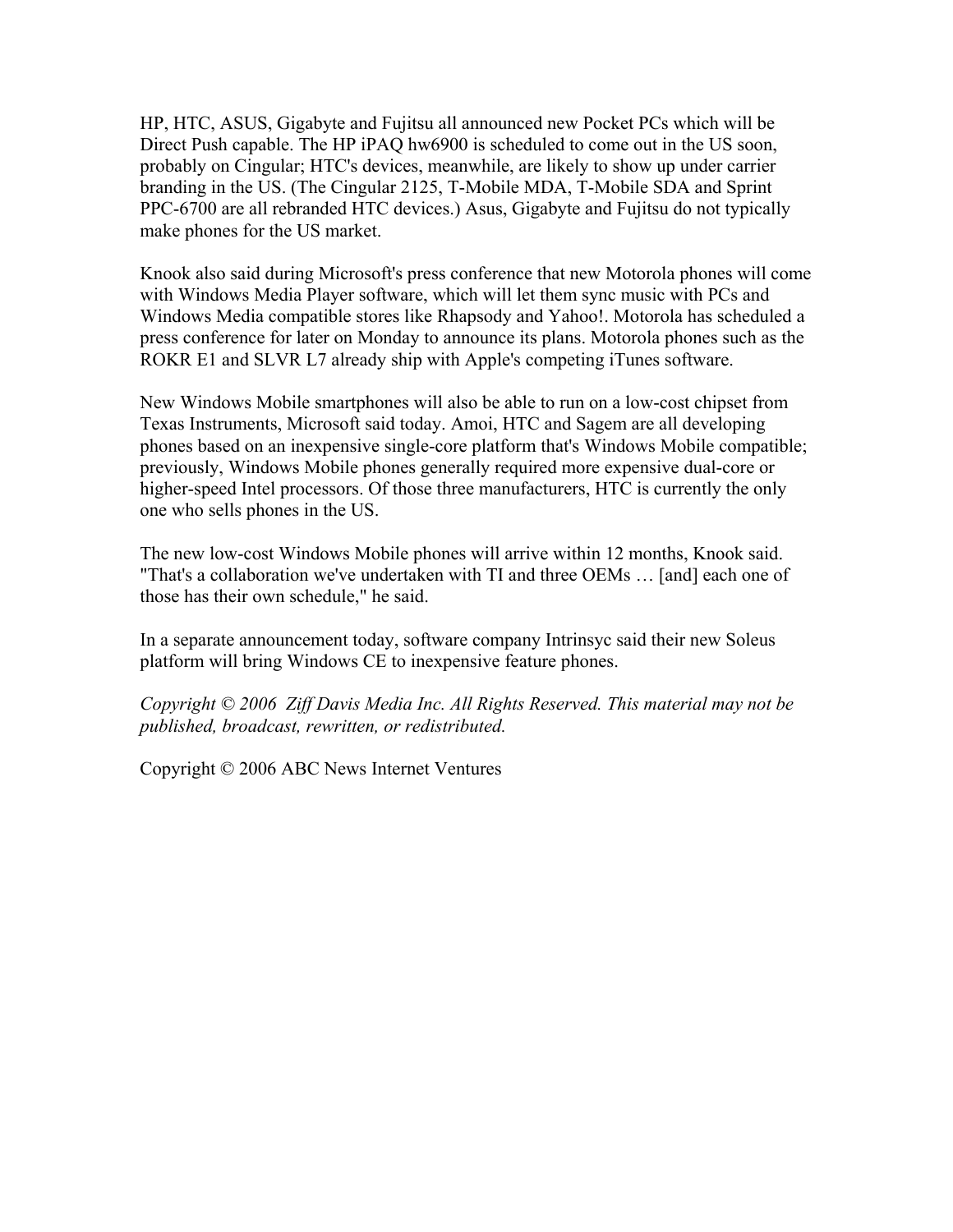HP, HTC, ASUS, Gigabyte and Fujitsu all announced new Pocket PCs which will be Direct Push capable. The HP iPAQ hw6900 is scheduled to come out in the US soon, probably on Cingular; HTC's devices, meanwhile, are likely to show up under carrier branding in the US. (The Cingular 2125, T-Mobile MDA, T-Mobile SDA and Sprint PPC-6700 are all rebranded HTC devices.) Asus, Gigabyte and Fujitsu do not typically make phones for the US market.

Knook also said during Microsoft's press conference that new Motorola phones will come with Windows Media Player software, which will let them sync music with PCs and Windows Media compatible stores like Rhapsody and Yahoo!. Motorola has scheduled a press conference for later on Monday to announce its plans. Motorola phones such as the ROKR E1 and SLVR L7 already ship with Apple's competing iTunes software.

New Windows Mobile smartphones will also be able to run on a low-cost chipset from Texas Instruments, Microsoft said today. Amoi, HTC and Sagem are all developing phones based on an inexpensive single-core platform that's Windows Mobile compatible; previously, Windows Mobile phones generally required more expensive dual-core or higher-speed Intel processors. Of those three manufacturers, HTC is currently the only one who sells phones in the US.

The new low-cost Windows Mobile phones will arrive within 12 months, Knook said. "That's a collaboration we've undertaken with TI and three OEMs … [and] each one of those has their own schedule," he said.

In a separate announcement today, software company Intrinsyc said their new Soleus platform will bring Windows CE to inexpensive feature phones.

*Copyright © 2006  Ziff Davis Media Inc. All Rights Reserved. This material may not be published, broadcast, rewritten, or redistributed.*

Copyright © 2006 ABC News Internet Ventures